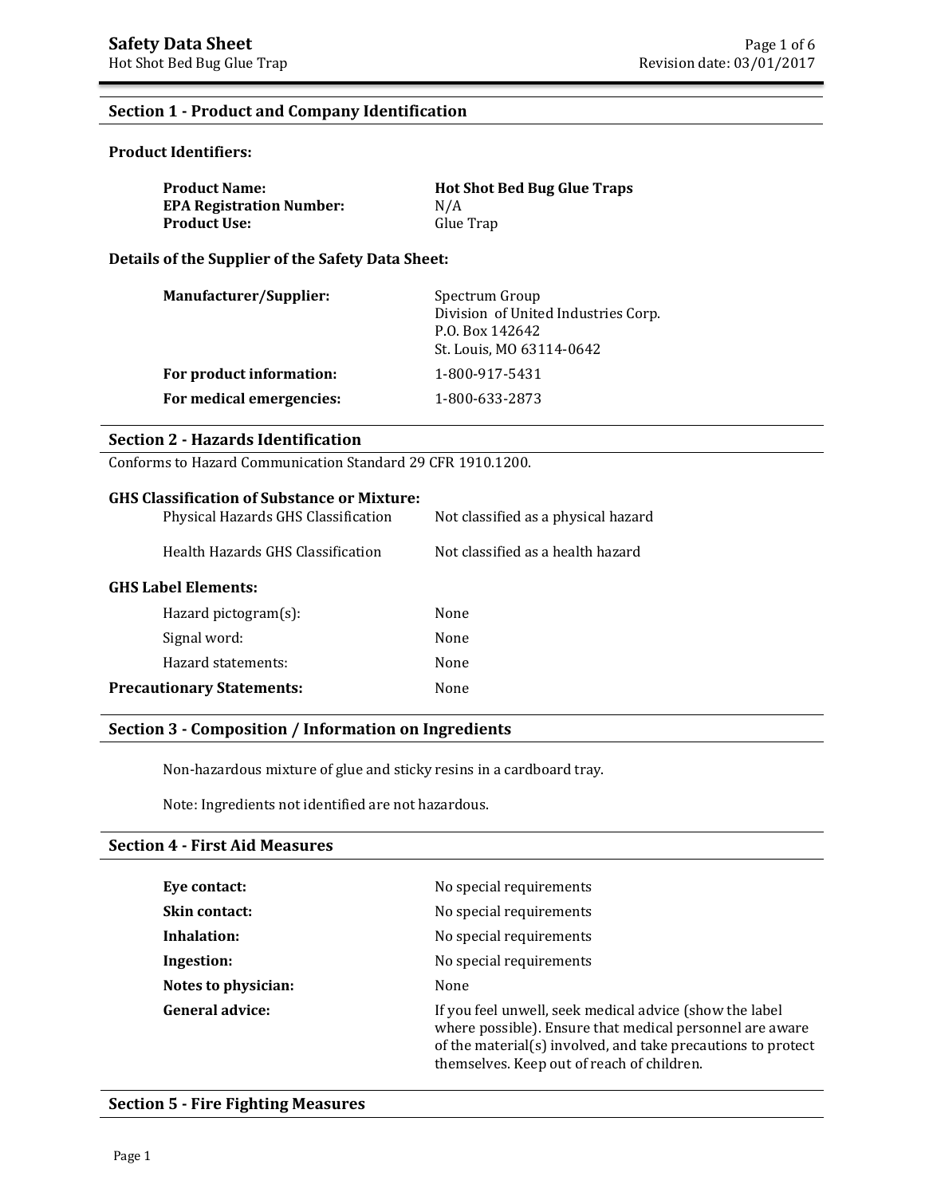## Section 1 - Product and Company Identification

### Product Identifiers:

| | |
|---|---|
| **Product Name:** | **Hot Shot Bed Bug Glue Traps** |
| **EPA Registration Number:** | N/A |
| **Product Use:** | Glue Trap |

### Details of the Supplier of the Safety Data Sheet:

| | |
|---|---|
| **Manufacturer/Supplier:** | Spectrum Group<br>Division of United Industries Corp.<br>P.O. Box 142642<br>St. Louis, MO 63114-0642 |
| **For product information:** | 1-800-917-5431 |
| **For medical emergencies:** | 1-800-633-2873 |

## Section 2 - Hazards Identification

Conforms to Hazard Communication Standard 29 CFR 1910.1200.

### GHS Classification of Substance or Mixture:

| | |
|---|---|
| Physical Hazards GHS Classification | Not classified as a physical hazard |
| Health Hazards GHS Classification | Not classified as a health hazard |

### GHS Label Elements:

| | |
|---|---|
| Hazard pictogram(s): | None |
| Signal word: | None |
| Hazard statements: | None |
| **Precautionary Statements:** | None |

## Section 3 - Composition / Information on Ingredients

Non-hazardous mixture of glue and sticky resins in a cardboard tray.

Note: Ingredients not identified are not hazardous.

## Section 4 - First Aid Measures

| | |
|---|---|
| **Eye contact:** | No special requirements |
| **Skin contact:** | No special requirements |
| **Inhalation:** | No special requirements |
| **Ingestion:** | No special requirements |
| **Notes to physician:** | None |
| **General advice:** | If you feel unwell, seek medical advice (show the label where possible). Ensure that medical personnel are aware of the material(s) involved, and take precautions to protect themselves. Keep out of reach of children. |

## Section 5 - Fire Fighting Measures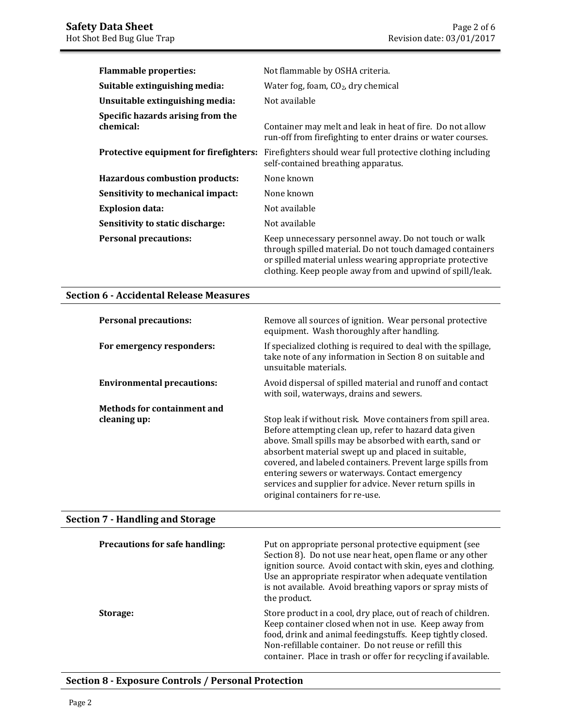| | |
|---|---|
| **Flammable properties:** | Not flammable by OSHA criteria. |
| **Suitable extinguishing media:** | Water fog, foam, $CO_2$, dry chemical |
| **Unsuitable extinguishing media:** | Not available |
| **Specific hazards arising from the chemical:** | Container may melt and leak in heat of fire. Do not allow run-off from firefighting to enter drains or water courses. |
| **Protective equipment for firefighters:** | Firefighters should wear full protective clothing including self-contained breathing apparatus. |
| **Hazardous combustion products:** | None known |
| **Sensitivity to mechanical impact:** | None known |
| **Explosion data:** | Not available |
| **Sensitivity to static discharge:** | Not available |
| **Personal precautions:** | Keep unnecessary personnel away. Do not touch or walk through spilled material. Do not touch damaged containers or spilled material unless wearing appropriate protective clothing. Keep people away from and upwind of spill/leak. |

## Section 6 - Accidental Release Measures

| | |
|---|---|
| **Personal precautions:** | Remove all sources of ignition. Wear personal protective equipment. Wash thoroughly after handling. |
| **For emergency responders:** | If specialized clothing is required to deal with the spillage, take note of any information in Section 8 on suitable and unsuitable materials. |
| **Environmental precautions:** | Avoid dispersal of spilled material and runoff and contact with soil, waterways, drains and sewers. |
| **Methods for containment and cleaning up:** | Stop leak if without risk. Move containers from spill area. Before attempting clean up, refer to hazard data given above. Small spills may be absorbed with earth, sand or absorbent material swept up and placed in suitable, covered, and labeled containers. Prevent large spills from entering sewers or waterways. Contact emergency services and supplier for advice. Never return spills in original containers for re-use. |

## Section 7 - Handling and Storage

| | |
|---|---|
| **Precautions for safe handling:** | Put on appropriate personal protective equipment (see Section 8). Do not use near heat, open flame or any other ignition source. Avoid contact with skin, eyes and clothing. Use an appropriate respirator when adequate ventilation is not available. Avoid breathing vapors or spray mists of the product. |
| **Storage:** | Store product in a cool, dry place, out of reach of children. Keep container closed when not in use. Keep away from food, drink and animal feedingstuffs. Keep tightly closed. Non-refillable container. Do not reuse or refill this container. Place in trash or offer for recycling if available. |

## Section 8 - Exposure Controls / Personal Protection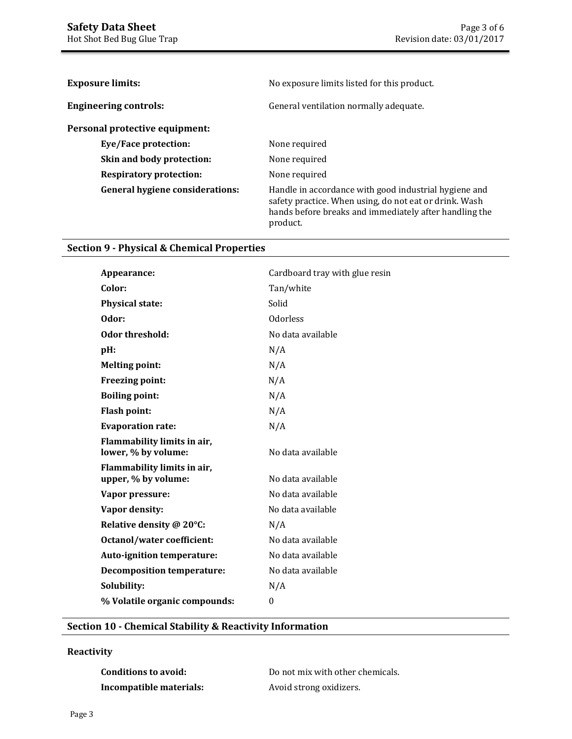**Exposure limits:** No exposure limits listed for this product.

**Engineering controls:** General ventilation normally adequate.

**Personal protective equipment:**

| | |
|---|---|
| **Eye/Face protection:** | None required |
| **Skin and body protection:** | None required |
| **Respiratory protection:** | None required |
| **General hygiene considerations:** | Handle in accordance with good industrial hygiene and safety practice. When using, do not eat or drink. Wash hands before breaks and immediately after handling the product. |

## Section 9 - Physical & Chemical Properties

| | |
|---|---|
| **Appearance:** | Cardboard tray with glue resin |
| **Color:** | Tan/white |
| **Physical state:** | Solid |
| **Odor:** | Odorless |
| **Odor threshold:** | No data available |
| **pH:** | N/A |
| **Melting point:** | N/A |
| **Freezing point:** | N/A |
| **Boiling point:** | N/A |
| **Flash point:** | N/A |
| **Evaporation rate:** | N/A |
| **Flammability limits in air, lower, % by volume:** | No data available |
| **Flammability limits in air, upper, % by volume:** | No data available |
| **Vapor pressure:** | No data available |
| **Vapor density:** | No data available |
| **Relative density @ 20°C:** | N/A |
| **Octanol/water coefficient:** | No data available |
| **Auto-ignition temperature:** | No data available |
| **Decomposition temperature:** | No data available |
| **Solubility:** | N/A |
| **% Volatile organic compounds:** | 0 |

## Section 10 - Chemical Stability & Reactivity Information

### Reactivity

| | |
|---|---|
| **Conditions to avoid:** | Do not mix with other chemicals. |
| **Incompatible materials:** | Avoid strong oxidizers. |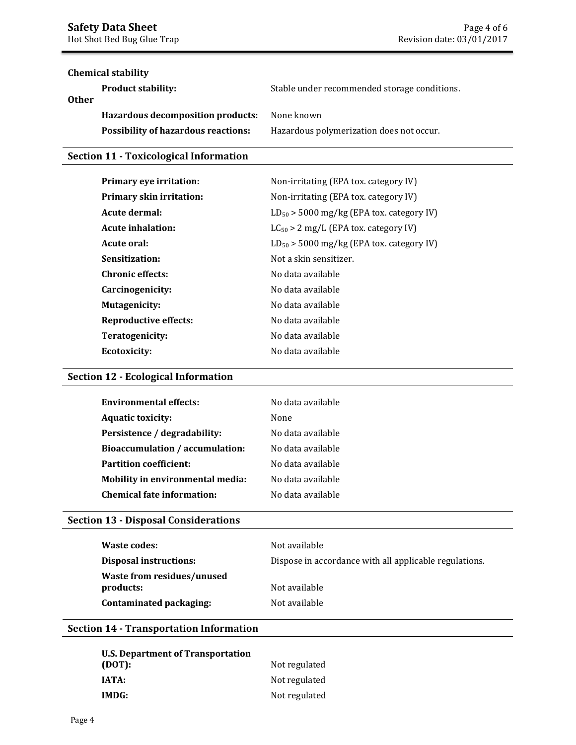**Chemical stability**

| | | |
|---|---|---|
| **Other** | **Product stability:** | Stable under recommended storage conditions. |
| | **Hazardous decomposition products:** | None known |
| | **Possibility of hazardous reactions:** | Hazardous polymerization does not occur. |

## Section 11 - Toxicological Information

| | |
|---|---|
| **Primary eye irritation:** | Non-irritating (EPA tox. category IV) |
| **Primary skin irritation:** | Non-irritating (EPA tox. category IV) |
| **Acute dermal:** | $LD_{50}$ > 5000 mg/kg (EPA tox. category IV) |
| **Acute inhalation:** | $LC_{50}$ > 2 mg/L (EPA tox. category IV) |
| **Acute oral:** | $LD_{50}$ > 5000 mg/kg (EPA tox. category IV) |
| **Sensitization:** | Not a skin sensitizer. |
| **Chronic effects:** | No data available |
| **Carcinogenicity:** | No data available |
| **Mutagenicity:** | No data available |
| **Reproductive effects:** | No data available |
| **Teratogenicity:** | No data available |
| **Ecotoxicity:** | No data available |

## Section 12 - Ecological Information

| | |
|---|---|
| **Environmental effects:** | No data available |
| **Aquatic toxicity:** | None |
| **Persistence / degradability:** | No data available |
| **Bioaccumulation / accumulation:** | No data available |
| **Partition coefficient:** | No data available |
| **Mobility in environmental media:** | No data available |
| **Chemical fate information:** | No data available |

## Section 13 - Disposal Considerations

| | |
|---|---|
| **Waste codes:** | Not available |
| **Disposal instructions:** | Dispose in accordance with all applicable regulations. |
| **Waste from residues/unused products:** | Not available |
| **Contaminated packaging:** | Not available |

## Section 14 - Transportation Information

| | |
|---|---|
| **U.S. Department of Transportation (DOT):** | Not regulated |
| **IATA:** | Not regulated |
| **IMDG:** | Not regulated |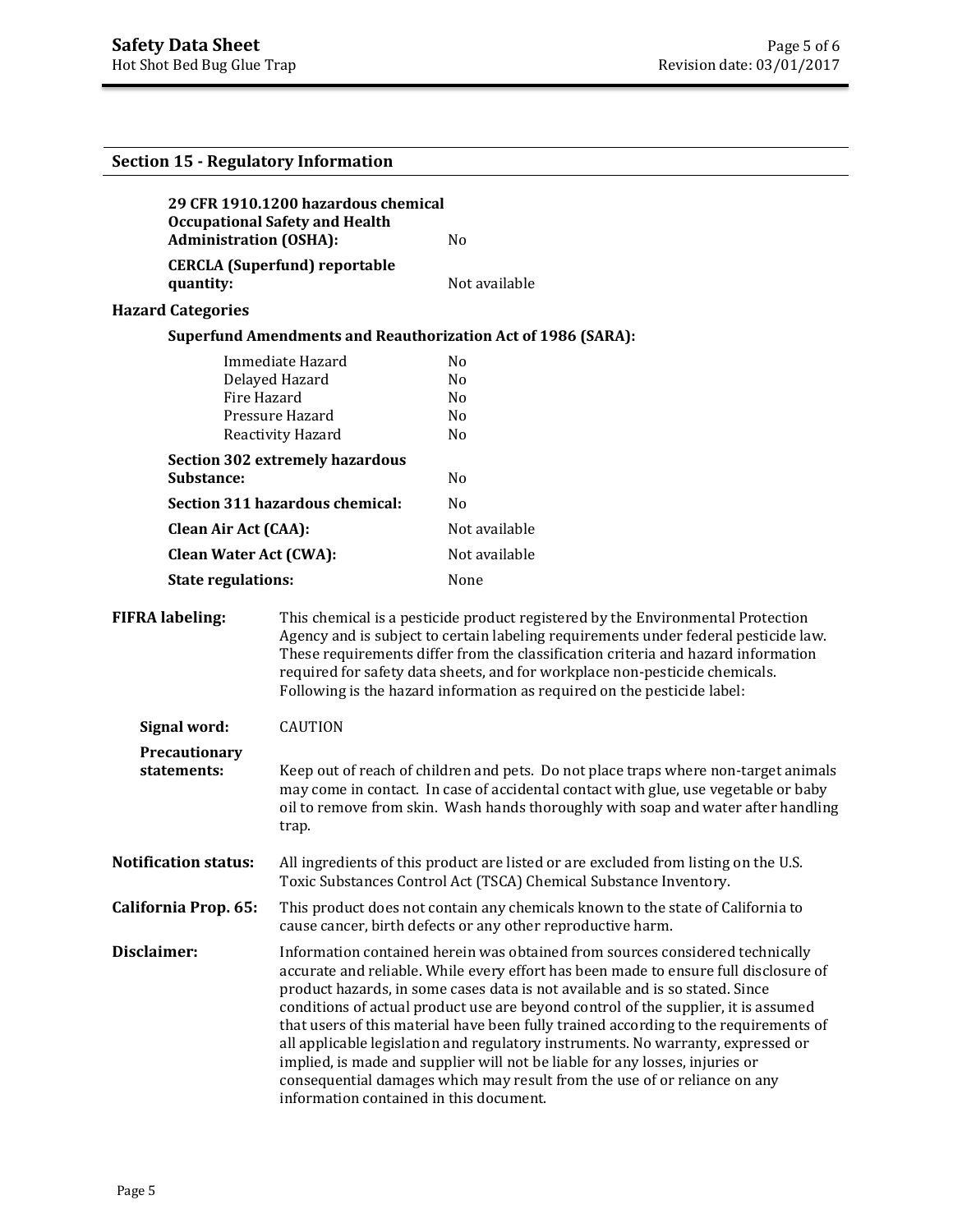## Section 15 - Regulatory Information

| | |
|---|---|
| **29 CFR 1910.1200 hazardous chemical Occupational Safety and Health Administration (OSHA):** | No |
| **CERCLA (Superfund) reportable quantity:** | Not available |

### Hazard Categories

**Superfund Amendments and Reauthorization Act of 1986 (SARA):**

| | |
|---|---|
| Immediate Hazard | No |
| Delayed Hazard | No |
| Fire Hazard | No |
| Pressure Hazard | No |
| Reactivity Hazard | No |

| | |
|---|---|
| **Section 302 extremely hazardous Substance:** | No |
| **Section 311 hazardous chemical:** | No |
| **Clean Air Act (CAA):** | Not available |
| **Clean Water Act (CWA):** | Not available |
| **State regulations:** | None |

**FIFRA labeling:** This chemical is a pesticide product registered by the Environmental Protection Agency and is subject to certain labeling requirements under federal pesticide law. These requirements differ from the classification criteria and hazard information required for safety data sheets, and for workplace non-pesticide chemicals. Following is the hazard information as required on the pesticide label:

**Signal word:** CAUTION

**Precautionary statements:** Keep out of reach of children and pets. Do not place traps where non-target animals may come in contact. In case of accidental contact with glue, use vegetable or baby oil to remove from skin. Wash hands thoroughly with soap and water after handling trap.

**Notification status:** All ingredients of this product are listed or are excluded from listing on the U.S. Toxic Substances Control Act (TSCA) Chemical Substance Inventory.

**California Prop. 65:** This product does not contain any chemicals known to the state of California to cause cancer, birth defects or any other reproductive harm.

**Disclaimer:** Information contained herein was obtained from sources considered technically accurate and reliable. While every effort has been made to ensure full disclosure of product hazards, in some cases data is not available and is so stated. Since conditions of actual product use are beyond control of the supplier, it is assumed that users of this material have been fully trained according to the requirements of all applicable legislation and regulatory instruments. No warranty, expressed or implied, is made and supplier will not be liable for any losses, injuries or consequential damages which may result from the use of or reliance on any information contained in this document.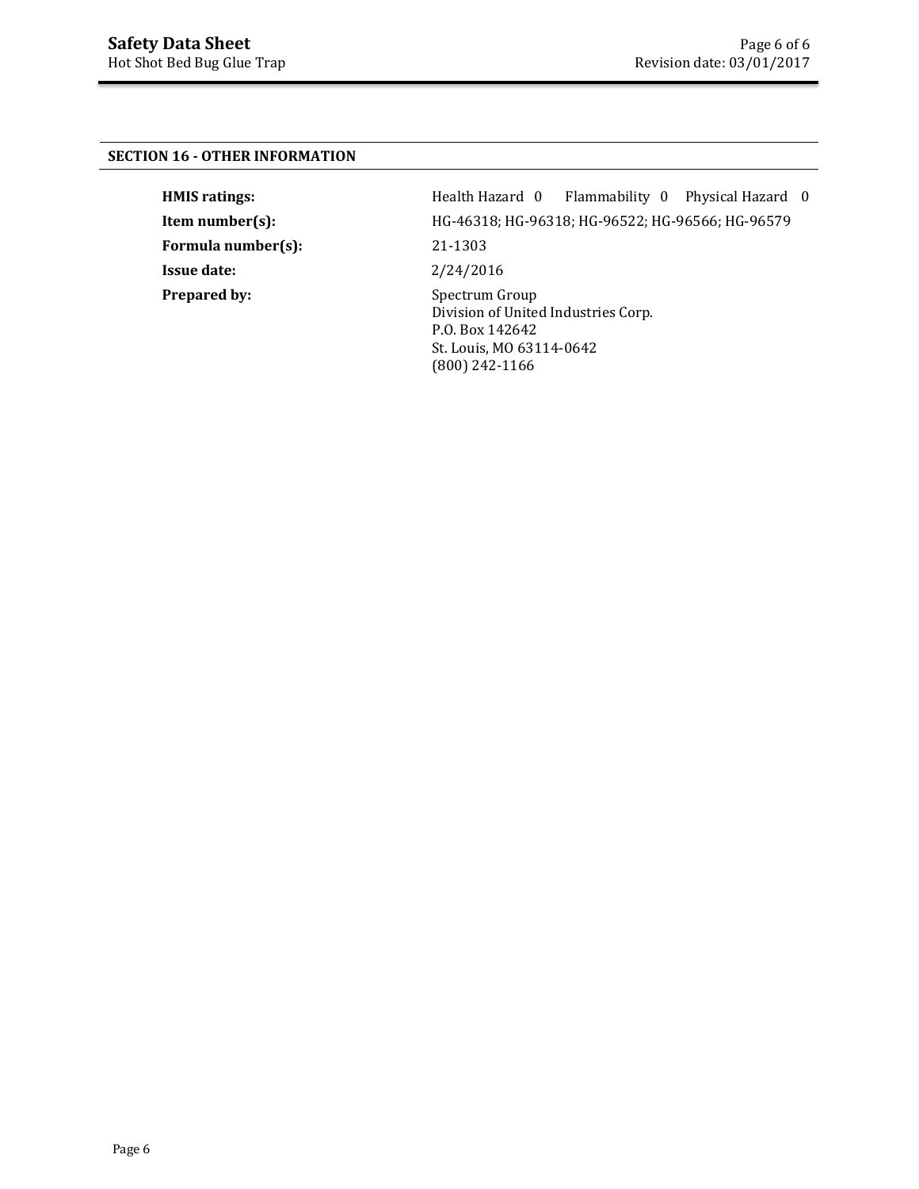## SECTION 16 - OTHER INFORMATION

| | |
|---|---|
| **HMIS ratings:** | Health Hazard 0 Flammability 0 Physical Hazard 0 |
| **Item number(s):** | HG-46318; HG-96318; HG-96522; HG-96566; HG-96579 |
| **Formula number(s):** | 21-1303 |
| **Issue date:** | 2/24/2016 |
| **Prepared by:** | Spectrum Group<br>Division of United Industries Corp.<br>P.O. Box 142642<br>St. Louis, MO 63114-0642<br>(800) 242-1166 |